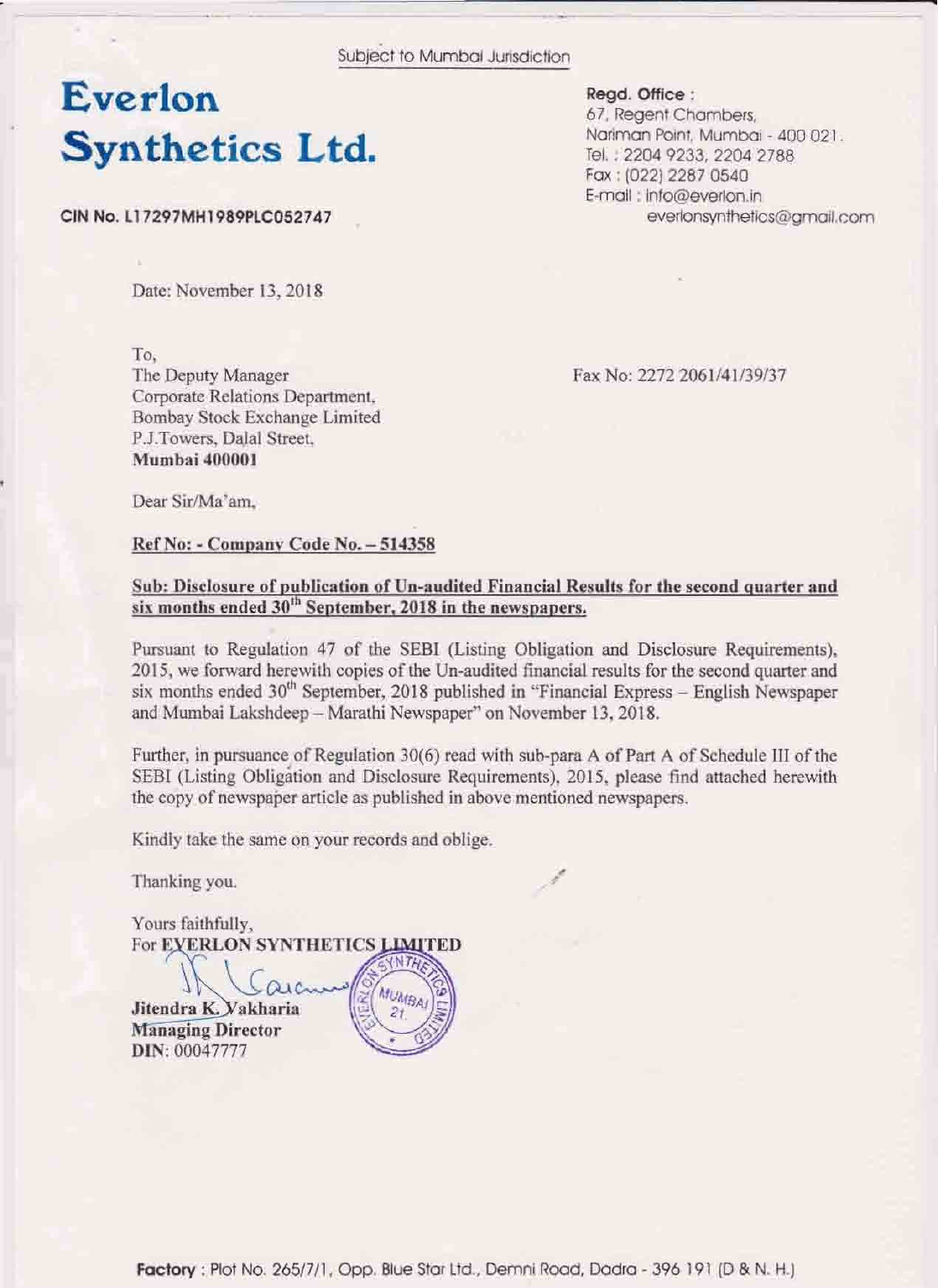Subject to Mumbai Jurisdiction

# Everlon Synthetics Ltd.

**CIN No. L17297MH1989PLC052747**

**Regd. Office :**
67, Regent Chambers,
Nariman Point, Mumbai - 400 021.
Tel. : 2204 9233, 2204 2788
Fax : (022) 2287 0540
E-mail : info@everlon.in
everlonsynthetics@gmail.com

Date: November 13, 2018

To,
The Deputy Manager
Corporate Relations Department,
Bombay Stock Exchange Limited
P.J.Towers, Dalal Street,
**Mumbai 400001**

Fax No: 2272 2061/41/39/37

Dear Sir/Ma'am,

**Ref No: - Company Code No. – 514358**

**Sub: Disclosure of publication of Un-audited Financial Results for the second quarter and six months ended 30th September, 2018 in the newspapers.**

Pursuant to Regulation 47 of the SEBI (Listing Obligation and Disclosure Requirements), 2015, we forward herewith copies of the Un-audited financial results for the second quarter and six months ended 30th September, 2018 published in "Financial Express – English Newspaper and Mumbai Lakshdeep – Marathi Newspaper" on November 13, 2018.

Further, in pursuance of Regulation 30(6) read with sub-para A of Part A of Schedule III of the SEBI (Listing Obligation and Disclosure Requirements), 2015, please find attached herewith the copy of newspaper article as published in above mentioned newspapers.

Kindly take the same on your records and oblige.

Thanking you.

Yours faithfully,
For **EVERLON SYNTHETICS LIMITED**

**Jitendra K. Vakharia**
**Managing Director**
**DIN**: 00047777

**Factory** : Plot No. 265/7/1, Opp. Blue Star Ltd., Demni Road, Dadra - 396 191 (D & N. H.)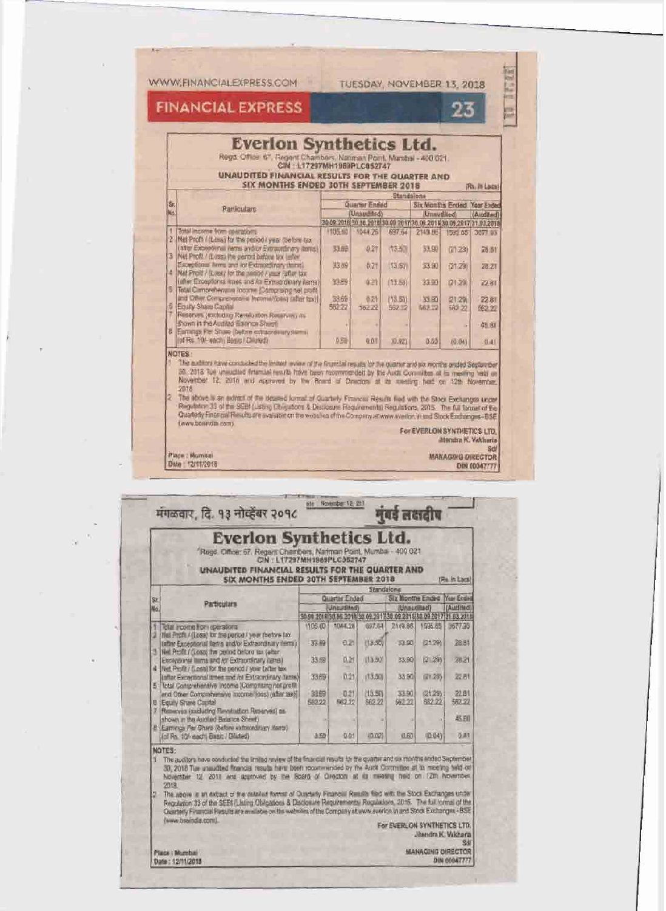WWW.FINANCIALEXPRESS.COM TUESDAY, NOVEMBER 13, 2018

FINANCIAL EXPRESS

# Everlon Synthetics Ltd.

Regd. Office: 67, Regent Chambers, Nariman Point, Mumbai - 400 021.
CIN : L17297MH1989PLC052747

## UNAUDITED FINANCIAL RESULTS FOR THE QUARTER AND SIX MONTHS ENDED 30TH SEPTEMBER 2018

(Rs. In Lacs)

| Sr. No. | Particulars | Standalone | | | | | |
|---|---|---|---|---|---|---|---|
| | | Quarter Ended | | | Six Months Ended | | Year Ended |
| | | (Unaudited) | | | (Unaudited) | | (Audited) |
| | | 30.09.2018 | 30.06.2018 | 30.09.2017 | 30.09.2018 | 30.09.2017 | 31.03.2018 |
| 1 | Total income from operations | 1105.60 | 1044.26 | 697.64 | 2149.86 | 1595.65 | 3677.93 |
| 2 | Net Profit / (Loss) for the period / year (before tax (after Exceptional items and/or Extraordinary items)) | 33.69 | 0.21 | (13.50) | 33.90 | (21.29) | 28.81 |
| 3 | Net Profit / (Loss) the period before tax (after Exceptional items and /or Extraordinary items) | 33.69 | 0.21 | (13.50) | 33.90 | (21.29) | 28.21 |
| 4 | Net Profit / (Loss) for the period / year (after tax (after Exceptional items and /or Extraordinary items)) | 33.69 | 0.21 | (13.50) | 33.90 | (21.29) | 22.81 |
| 5 | Total Comprehensive Income [Comprising net profit and Other Comprehensive Income/(loss) (after tax)] | 33.69 | 0.21 | (13.50) | 33.90 | (21.29) | 22.81 |
| 6 | Equity Share Capital | 562.22 | 562.22 | 562.22 | 562.22 | 562.22 | 562.22 |
| 7 | Reserves (excluding Revaluation Reserves) as shown in the Audited Balance Sheet) | - | - | - | - | - | 45.88 |
| 8 | Earnings Per Share (before extraordinary items) (of Rs. 10/- each) Basic / Diluted) | 0.59 | 0.01 | (0.02) | 0.60 | (0.04) | 0.41 |

NOTES:

1. The auditors have conducted the limited review of the financial results for the quarter and six months ended September 30, 2018 Tue unaudited financial results have been recommended by the Audit Committee at its meeting held on November 12, 2018 and approved by the Board of Directors at its meeting held on 12th November, 2018.
2. The above is an extract of the detailed format of Quarterly Financial Results filed with the Stock Exchanges under Regulation 33 of the SEBI (Listing Obligations & Disclosure Requirements) Regulations, 2015. The full format of the Quarterly Financial Results are available on the websites of the Company at www.everlon.in and Stock Exchanges - BSE (www.bseindia.com).

For EVERLON SYNTHETICS LTD.
Jitendra K. Vakharia
Sd/
MANAGING DIRECTOR
DIN 00047777

Place : Mumbai
Date : 12/11/2018

---

मंगळवार, दि. १३ नोव्हेंबर २०१८ मुंबई लक्षदीप

# Everlon Synthetics Ltd.

Regd. Office: 67, Regent Chambers, Nariman Point, Mumbai - 400 021.
CIN : L17297MH1989PLC052747

## UNAUDITED FINANCIAL RESULTS FOR THE QUARTER AND SIX MONTHS ENDED 30TH SEPTEMBER 2018

(Rs. In Lacs)

| Sr. No. | Particulars | Standalone | | | | | |
|---|---|---|---|---|---|---|---|
| | | Quarter Ended | | | Six Months Ended | | Year Ended |
| | | (Unaudited) | | | (Unaudited) | | (Audited) |
| | | 30.09.2018 | 30.06.2018 | 30.09.2017 | 30.09.2018 | 30.09.2017 | 31.03.2018 |
| 1 | Total income from operations | 1105.60 | 1044.26 | 697.64 | 2149.86 | 1595.65 | 3677.93 |
| 2 | Net Profit / (Loss) for the period / year (before tax (after Exceptional items and/or Extraordinary items)) | 33.69 | 0.21 | (13.50) | 33.90 | (21.29) | 28.81 |
| 3 | Net Profit / (Loss) the period before tax (after Exceptional items and /or Extraordinary items) | 33.69 | 0.21 | (13.50) | 33.90 | (21.29) | 28.21 |
| 4 | Net Profit / (Loss) for the period / year (after tax (after Exceptional items and /or Extraordinary items)) | 33.69 | 0.21 | (13.50) | 33.90 | (21.29) | 22.81 |
| 5 | Total Comprehensive Income [Comprising net profit and Other Comprehensive Income/(loss) (after tax)] | 33.69 | 0.21 | (13.50) | 33.90 | (21.29) | 22.81 |
| 6 | Equity Share Capital | 562.22 | 562.22 | 562.22 | 562.22 | 562.22 | 562.22 |
| 7 | Reserves (excluding Revaluation Reserves) as shown in the Audited Balance Sheet) | - | - | - | - | - | 45.88 |
| 8 | Earnings Per Share (before extraordinary items) (of Rs. 10/- each) Basic / Diluted) | 0.59 | 0.01 | (0.02) | 0.60 | (0.04) | 0.41 |

NOTES:

1. The auditors have conducted the limited review of the financial results for the quarter and six months ended September 30, 2018 Tue unaudited financial results have been recommended by the Audit Committee at its meeting held on November 12, 2018 and approved by the Board of Directors at its meeting held on 12th November, 2018.
2. The above is an extract of the detailed format of Quarterly Financial Results filed with the Stock Exchanges under Regulation 33 of the SEBI (Listing Obligations & Disclosure Requirements) Regulations, 2015. The full format of the Quarterly Financial Results are available on the websites of the Company at www.everlon.in and Stock Exchanges - BSE (www.bseindia.com).

For EVERLON SYNTHETICS LTD.
Jitendra K. Vakharia
Sd/
MANAGING DIRECTOR
DIN 00047777

Place : Mumbai
Date : 12/11/2018